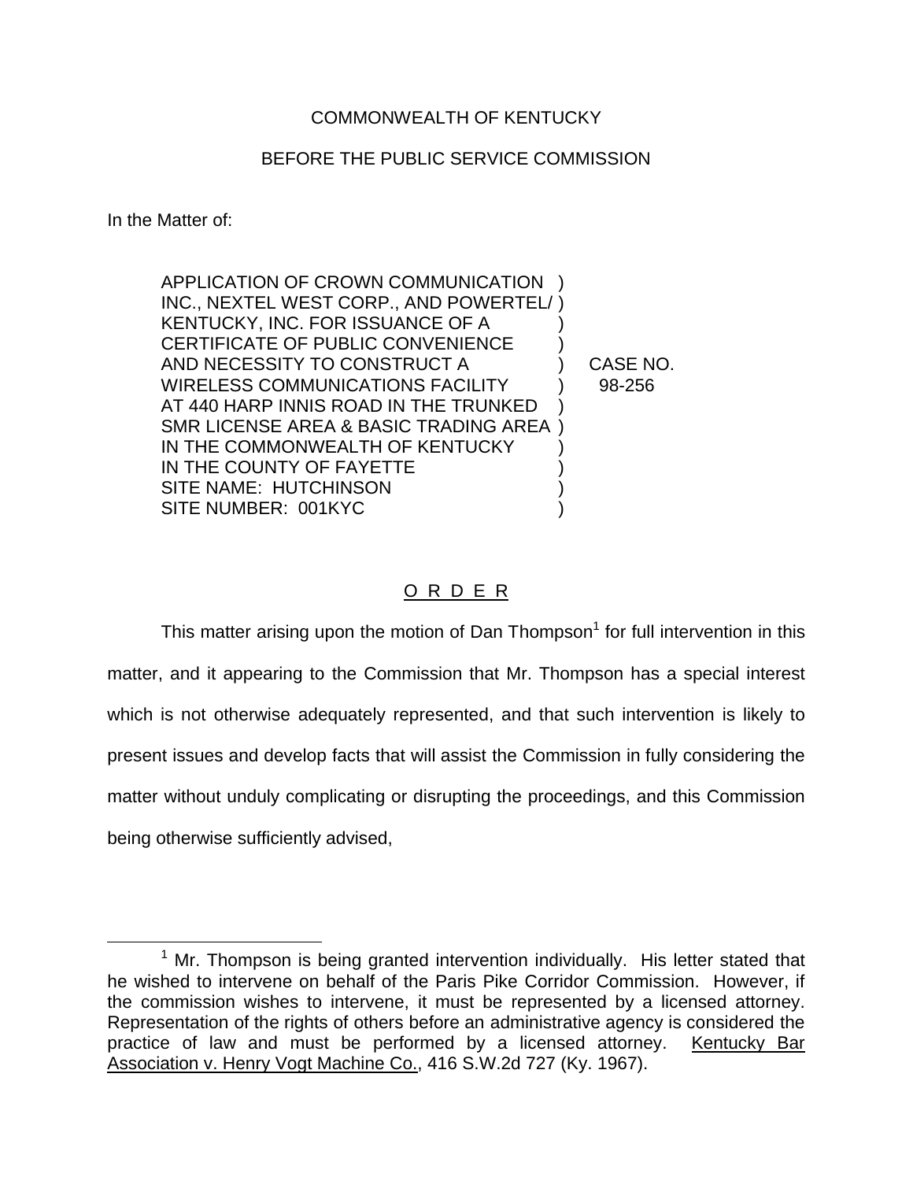COMMONWEALTH OF KENTUCKY

BEFORE THE PUBLIC SERVICE COMMISSION

In the Matter of:

| | | |
|---|---|---|
| APPLICATION OF CROWN COMMUNICATION INC., NEXTEL WEST CORP., AND POWERTEL/ KENTUCKY, INC. FOR ISSUANCE OF A CERTIFICATE OF PUBLIC CONVENIENCE AND NECESSITY TO CONSTRUCT A WIRELESS COMMUNICATIONS FACILITY AT 440 HARP INNIS ROAD IN THE TRUNKED SMR LICENSE AREA & BASIC TRADING AREA IN THE COMMONWEALTH OF KENTUCKY IN THE COUNTY OF FAYETTE SITE NAME: HUTCHINSON SITE NUMBER: 001KYC | ) | CASE NO. 98-256 |

## O R D E R

This matter arising upon the motion of Dan Thompson[1] for full intervention in this matter, and it appearing to the Commission that Mr. Thompson has a special interest which is not otherwise adequately represented, and that such intervention is likely to present issues and develop facts that will assist the Commission in fully considering the matter without unduly complicating or disrupting the proceedings, and this Commission being otherwise sufficiently advised,

---

[1] Mr. Thompson is being granted intervention individually. His letter stated that he wished to intervene on behalf of the Paris Pike Corridor Commission. However, if the commission wishes to intervene, it must be represented by a licensed attorney. Representation of the rights of others before an administrative agency is considered the practice of law and must be performed by a licensed attorney. Kentucky Bar Association v. Henry Vogt Machine Co., 416 S.W.2d 727 (Ky. 1967).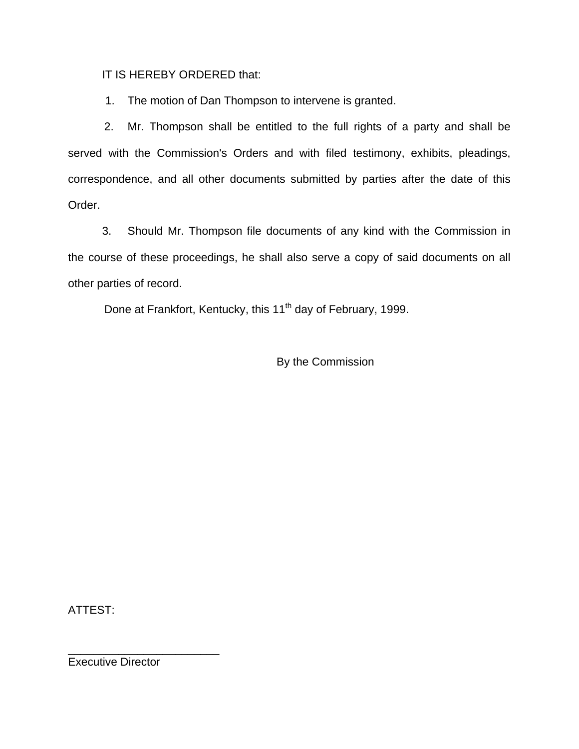IT IS HEREBY ORDERED that:

1. The motion of Dan Thompson to intervene is granted.

2. Mr. Thompson shall be entitled to the full rights of a party and shall be served with the Commission's Orders and with filed testimony, exhibits, pleadings, correspondence, and all other documents submitted by parties after the date of this Order.

3. Should Mr. Thompson file documents of any kind with the Commission in the course of these proceedings, he shall also serve a copy of said documents on all other parties of record.

Done at Frankfort, Kentucky, this 11th day of February, 1999.

By the Commission

ATTEST:

________________________
Executive Director